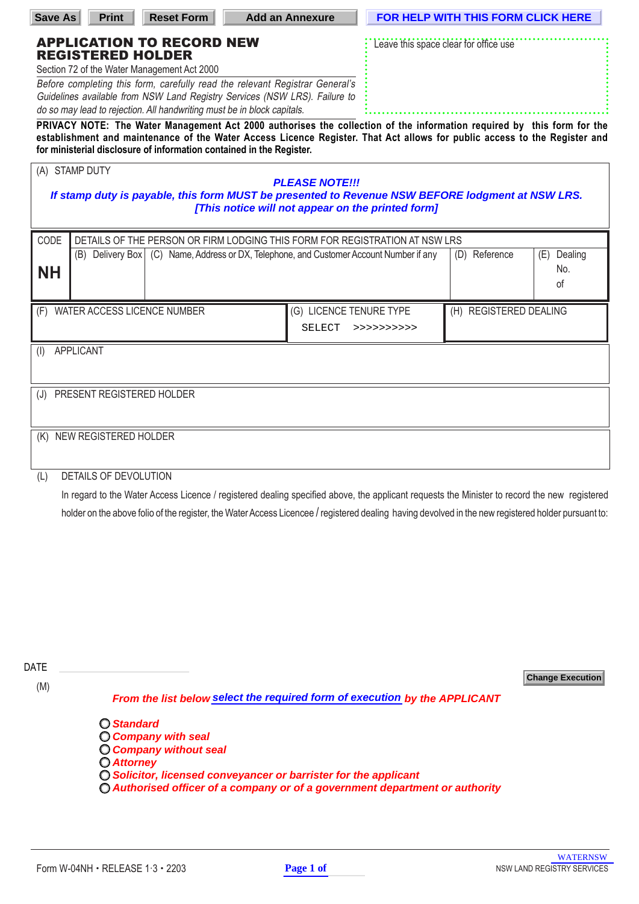Save As | Print | Reset Form | Add an Annexure | FOR HELP WITH THIS FORM CLICK HERE

# APPLICATION TO RECORD NEW REGISTERED HOLDER

Section 72 of the Water Management Act 2000

*Before completing this form, carefully read the relevant Registrar General's Guidelines available from NSW Land Registry Services (NSW LRS). Failure to do so may lead to rejection. All handwriting must be in block capitals.*

Leave this space clear for office use

**PRIVACY NOTE: The Water Management Act 2000 authorises the collection of the information required by this form for the establishment and maintenance of the Water Access Licence Register. That Act allows for public access to the Register and for ministerial disclosure of information contained in the Register.**

(A) STAMP DUTY

***PLEASE NOTE!!!***

***If stamp duty is payable, this form MUST be presented to Revenue NSW BEFORE lodgment at NSW LRS.***

***[This notice will not appear on the printed form]***

| CODE | DETAILS OF THE PERSON OR FIRM LODGING THIS FORM FOR REGISTRATION AT NSW LRS | | | |
|---|---|---|---|---|
| **NH** | (B) Delivery Box | (C) Name, Address or DX, Telephone, and Customer Account Number if any | (D) Reference | (E) Dealing No. of |

| (F) WATER ACCESS LICENCE NUMBER | (G) LICENCE TENURE TYPE | (H) REGISTERED DEALING |
|---|---|---|
| | SELECT >>>>>>>>>> | |

(I) APPLICANT

(J) PRESENT REGISTERED HOLDER

(K) NEW REGISTERED HOLDER

(L) DETAILS OF DEVOLUTION

In regard to the Water Access Licence / registered dealing specified above, the applicant requests the Minister to record the new registered holder on the above folio of the register, the Water Access Licencee / registered dealing having devolved in the new registered holder pursuant to:

DATE

(M)

Change Execution

*From the list below* select the required form of execution *by the APPLICANT*

- ***Standard***
- ***Company with seal***
- ***Company without seal***
- ***Attorney***
- ***Solicitor, licensed conveyancer or barrister for the applicant***
- ***Authorised officer of a company or of a government department or authority***

Form W-04NH • RELEASE 1·3 • 2203

WATERNSW

NSW LAND REGISTRY SERVICES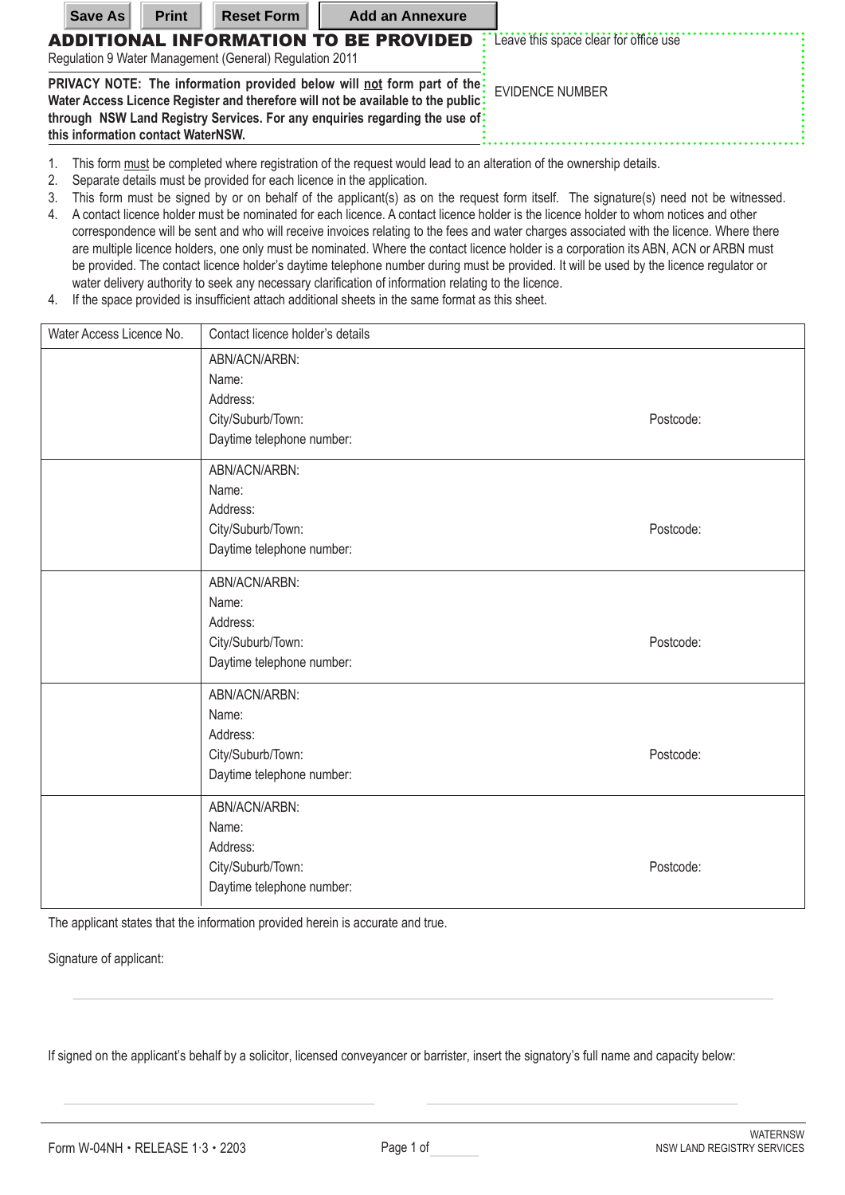Save As | Print | Reset Form | Add an Annexure

# ADDITIONAL INFORMATION TO BE PROVIDED

Regulation 9 Water Management (General) Regulation 2011

Leave this space clear for office use

EVIDENCE NUMBER

**PRIVACY NOTE: The information provided below will not form part of the Water Access Licence Register and therefore will not be available to the public through NSW Land Registry Services. For any enquiries regarding the use of this information contact WaterNSW.**

1. This form must be completed where registration of the request would lead to an alteration of the ownership details.
2. Separate details must be provided for each licence in the application.
3. This form must be signed by or on behalf of the applicant(s) as on the request form itself. The signature(s) need not be witnessed.
4. A contact licence holder must be nominated for each licence. A contact licence holder is the licence holder to whom notices and other correspondence will be sent and who will receive invoices relating to the fees and water charges associated with the licence. Where there are multiple licence holders, one only must be nominated. Where the contact licence holder is a corporation its ABN, ACN or ARBN must be provided. The contact licence holder's daytime telephone number during must be provided. It will be used by the licence regulator or water delivery authority to seek any necessary clarification of information relating to the licence.
4. If the space provided is insufficient attach additional sheets in the same format as this sheet.

| Water Access Licence No. | Contact licence holder's details |
|---|---|
| | ABN/ACN/ARBN:<br>Name:<br>Address:<br>City/Suburb/Town: Postcode:<br>Daytime telephone number: |
| | ABN/ACN/ARBN:<br>Name:<br>Address:<br>City/Suburb/Town: Postcode:<br>Daytime telephone number: |
| | ABN/ACN/ARBN:<br>Name:<br>Address:<br>City/Suburb/Town: Postcode:<br>Daytime telephone number: |
| | ABN/ACN/ARBN:<br>Name:<br>Address:<br>City/Suburb/Town: Postcode:<br>Daytime telephone number: |
| | ABN/ACN/ARBN:<br>Name:<br>Address:<br>City/Suburb/Town: Postcode:<br>Daytime telephone number: |

The applicant states that the information provided herein is accurate and true.

Signature of applicant:

If signed on the applicant's behalf by a solicitor, licensed conveyancer or barrister, insert the signatory's full name and capacity below:

Form W-04NH • RELEASE 1·3 • 2203

WATERNSW
NSW LAND REGISTRY SERVICES